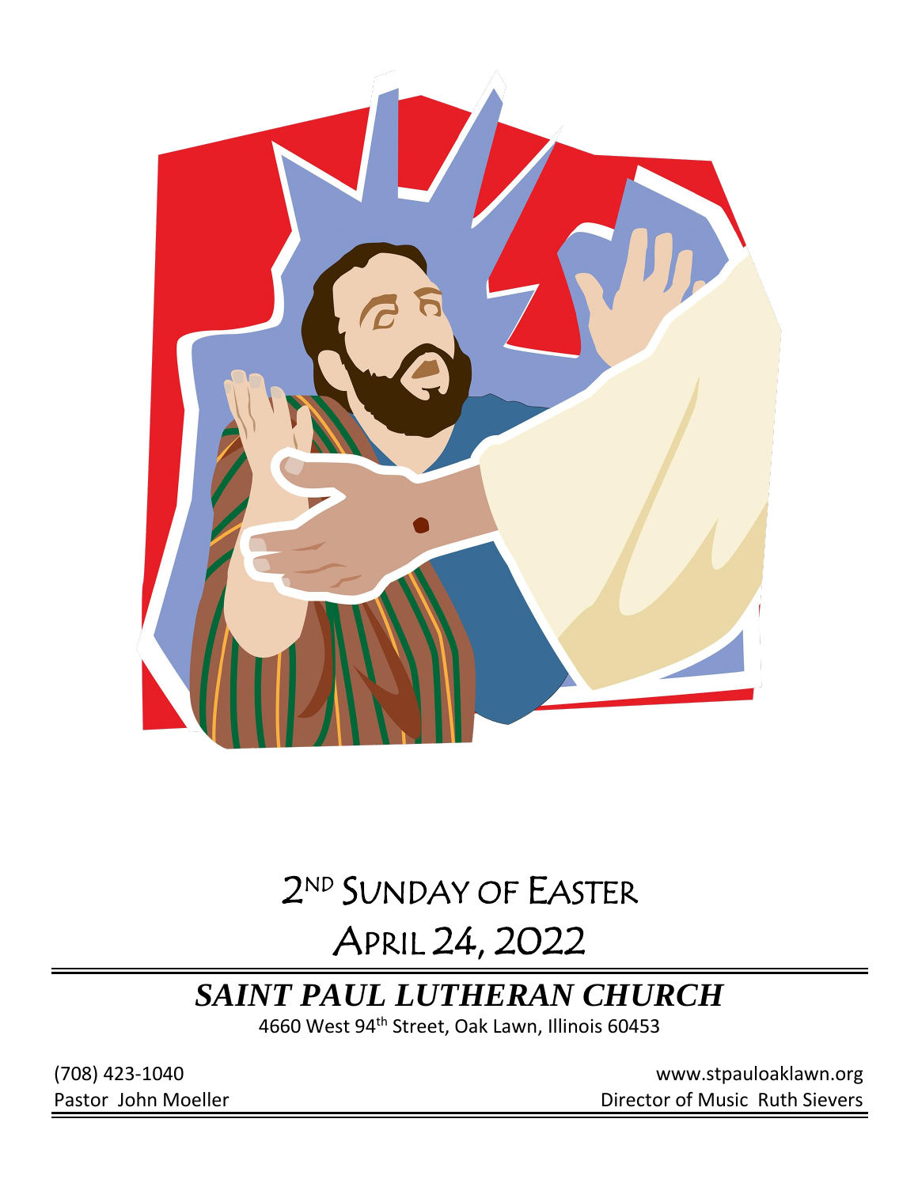# 2ND SUNDAY OF EASTER

# APRIL 24, 2022

## *SAINT PAUL LUTHERAN CHURCH*

4660 West 94th Street, Oak Lawn, Illinois 60453

(708) 423-1040

www.stpauloaklawn.org

Pastor John Moeller

Director of Music Ruth Sievers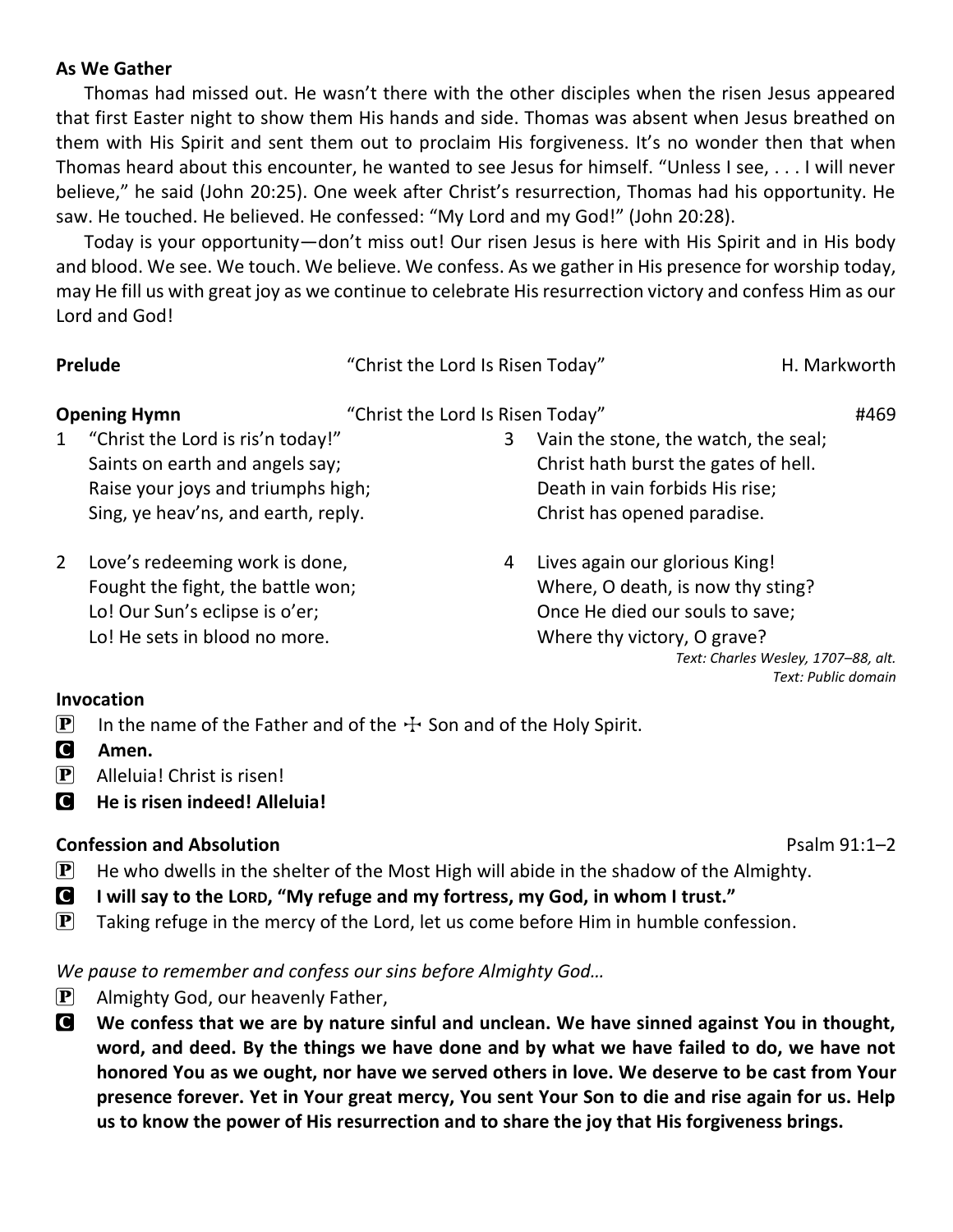**As We Gather**

Thomas had missed out. He wasn't there with the other disciples when the risen Jesus appeared that first Easter night to show them His hands and side. Thomas was absent when Jesus breathed on them with His Spirit and sent them out to proclaim His forgiveness. It's no wonder then that when Thomas heard about this encounter, he wanted to see Jesus for himself. "Unless I see, . . . I will never believe," he said (John 20:25). One week after Christ's resurrection, Thomas had his opportunity. He saw. He touched. He believed. He confessed: "My Lord and my God!" (John 20:28).

Today is your opportunity—don't miss out! Our risen Jesus is here with His Spirit and in His body and blood. We see. We touch. We believe. We confess. As we gather in His presence for worship today, may He fill us with great joy as we continue to celebrate His resurrection victory and confess Him as our Lord and God!

**Prelude** "Christ the Lord Is Risen Today" H. Markworth

**Opening Hymn** "Christ the Lord Is Risen Today" #469

1 "Christ the Lord is ris'n today!"
Saints on earth and angels say;
Raise your joys and triumphs high;
Sing, ye heav'ns, and earth, reply.

2 Love's redeeming work is done,
Fought the fight, the battle won;
Lo! Our Sun's eclipse is o'er;
Lo! He sets in blood no more.

3 Vain the stone, the watch, the seal;
Christ hath burst the gates of hell.
Death in vain forbids His rise;
Christ has opened paradise.

4 Lives again our glorious King!
Where, O death, is now thy sting?
Once He died our souls to save;
Where thy victory, O grave?

*Text: Charles Wesley, 1707–88, alt.*
*Text: Public domain*

**Invocation**

P In the name of the Father and of the ☩ Son and of the Holy Spirit.

C **Amen.**

P Alleluia! Christ is risen!

C **He is risen indeed! Alleluia!**

**Confession and Absolution** Psalm 91:1–2

P He who dwells in the shelter of the Most High will abide in the shadow of the Almighty.

C **I will say to the LORD, "My refuge and my fortress, my God, in whom I trust."**

P Taking refuge in the mercy of the Lord, let us come before Him in humble confession.

*We pause to remember and confess our sins before Almighty God…*

P Almighty God, our heavenly Father,

C **We confess that we are by nature sinful and unclean. We have sinned against You in thought, word, and deed. By the things we have done and by what we have failed to do, we have not honored You as we ought, nor have we served others in love. We deserve to be cast from Your presence forever. Yet in Your great mercy, You sent Your Son to die and rise again for us. Help us to know the power of His resurrection and to share the joy that His forgiveness brings.**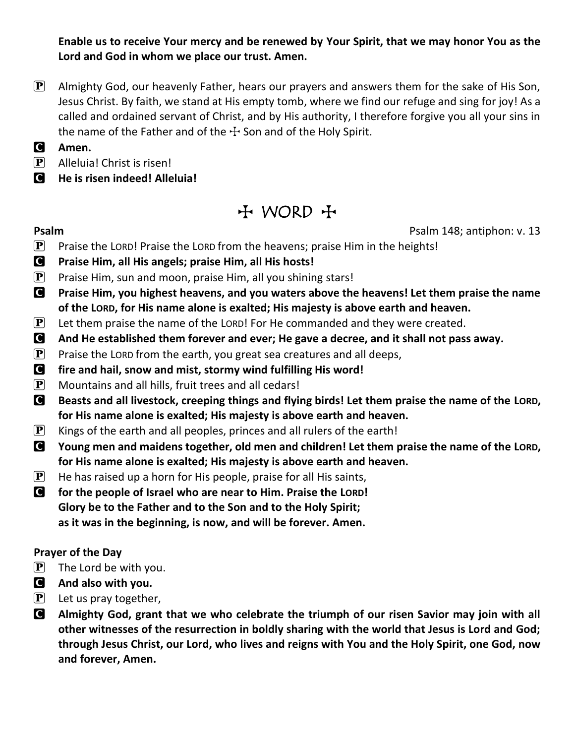**Enable us to receive Your mercy and be renewed by Your Spirit, that we may honor You as the Lord and God in whom we place our trust. Amen.**

P Almighty God, our heavenly Father, hears our prayers and answers them for the sake of His Son, Jesus Christ. By faith, we stand at His empty tomb, where we find our refuge and sing for joy! As a called and ordained servant of Christ, and by His authority, I therefore forgive you all your sins in the name of the Father and of the ☩ Son and of the Holy Spirit.

C **Amen.**

P Alleluia! Christ is risen!

C **He is risen indeed! Alleluia!**

# ☩ WORD ☩

**Psalm** Psalm 148; antiphon: v. 13

P Praise the LORD! Praise the LORD from the heavens; praise Him in the heights!

C **Praise Him, all His angels; praise Him, all His hosts!**

P Praise Him, sun and moon, praise Him, all you shining stars!

C **Praise Him, you highest heavens, and you waters above the heavens! Let them praise the name of the LORD, for His name alone is exalted; His majesty is above earth and heaven.**

P Let them praise the name of the LORD! For He commanded and they were created.

C **And He established them forever and ever; He gave a decree, and it shall not pass away.**

P Praise the LORD from the earth, you great sea creatures and all deeps,

C **fire and hail, snow and mist, stormy wind fulfilling His word!**

P Mountains and all hills, fruit trees and all cedars!

C **Beasts and all livestock, creeping things and flying birds! Let them praise the name of the LORD, for His name alone is exalted; His majesty is above earth and heaven.**

P Kings of the earth and all peoples, princes and all rulers of the earth!

C **Young men and maidens together, old men and children! Let them praise the name of the LORD, for His name alone is exalted; His majesty is above earth and heaven.**

P He has raised up a horn for His people, praise for all His saints,

C **for the people of Israel who are near to Him. Praise the LORD!**
**Glory be to the Father and to the Son and to the Holy Spirit;**
**as it was in the beginning, is now, and will be forever. Amen.**

**Prayer of the Day**

P The Lord be with you.

C **And also with you.**

P Let us pray together,

C **Almighty God, grant that we who celebrate the triumph of our risen Savior may join with all other witnesses of the resurrection in boldly sharing with the world that Jesus is Lord and God; through Jesus Christ, our Lord, who lives and reigns with You and the Holy Spirit, one God, now and forever, Amen.**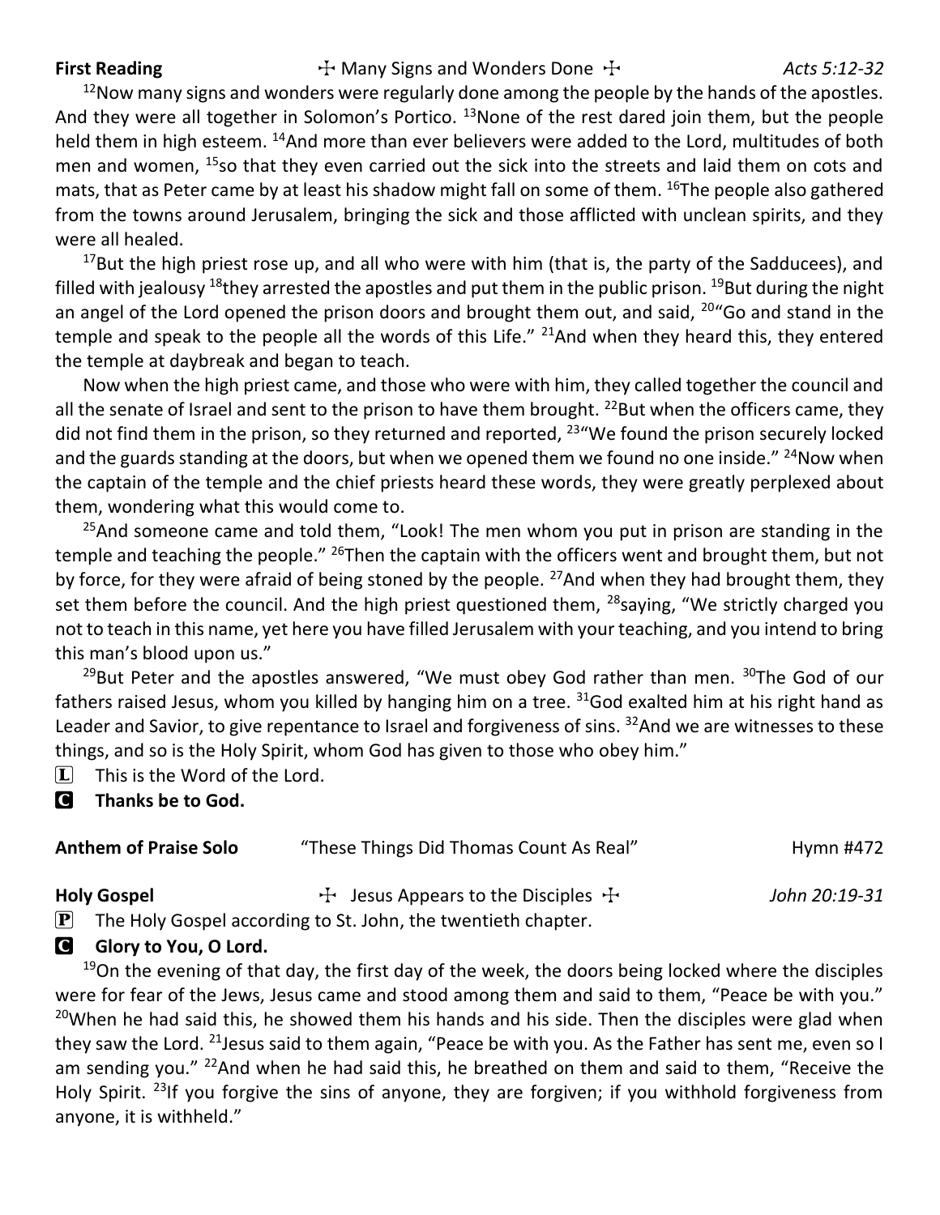**First Reading** ☩ Many Signs and Wonders Done ☩ *Acts 5:12-32*

[12]Now many signs and wonders were regularly done among the people by the hands of the apostles. And they were all together in Solomon's Portico. [13]None of the rest dared join them, but the people held them in high esteem. [14]And more than ever believers were added to the Lord, multitudes of both men and women, [15]so that they even carried out the sick into the streets and laid them on cots and mats, that as Peter came by at least his shadow might fall on some of them. [16]The people also gathered from the towns around Jerusalem, bringing the sick and those afflicted with unclean spirits, and they were all healed.

[17]But the high priest rose up, and all who were with him (that is, the party of the Sadducees), and filled with jealousy [18]they arrested the apostles and put them in the public prison. [19]But during the night an angel of the Lord opened the prison doors and brought them out, and said, [20]"Go and stand in the temple and speak to the people all the words of this Life." [21]And when they heard this, they entered the temple at daybreak and began to teach.

Now when the high priest came, and those who were with him, they called together the council and all the senate of Israel and sent to the prison to have them brought. [22]But when the officers came, they did not find them in the prison, so they returned and reported, [23]"We found the prison securely locked and the guards standing at the doors, but when we opened them we found no one inside." [24]Now when the captain of the temple and the chief priests heard these words, they were greatly perplexed about them, wondering what this would come to.

[25]And someone came and told them, "Look! The men whom you put in prison are standing in the temple and teaching the people." [26]Then the captain with the officers went and brought them, but not by force, for they were afraid of being stoned by the people. [27]And when they had brought them, they set them before the council. And the high priest questioned them, [28]saying, "We strictly charged you not to teach in this name, yet here you have filled Jerusalem with your teaching, and you intend to bring this man's blood upon us."

[29]But Peter and the apostles answered, "We must obey God rather than men. [30]The God of our fathers raised Jesus, whom you killed by hanging him on a tree. [31]God exalted him at his right hand as Leader and Savior, to give repentance to Israel and forgiveness of sins. [32]And we are witnesses to these things, and so is the Holy Spirit, whom God has given to those who obey him."

L This is the Word of the Lord.

**C Thanks be to God.**

**Anthem of Praise Solo** "These Things Did Thomas Count As Real" Hymn #472

**Holy Gospel** ☩ Jesus Appears to the Disciples ☩ *John 20:19-31*

P The Holy Gospel according to St. John, the twentieth chapter.

**C Glory to You, O Lord.**

[19]On the evening of that day, the first day of the week, the doors being locked where the disciples were for fear of the Jews, Jesus came and stood among them and said to them, "Peace be with you." [20]When he had said this, he showed them his hands and his side. Then the disciples were glad when they saw the Lord. [21]Jesus said to them again, "Peace be with you. As the Father has sent me, even so I am sending you." [22]And when he had said this, he breathed on them and said to them, "Receive the Holy Spirit. [23]If you forgive the sins of anyone, they are forgiven; if you withhold forgiveness from anyone, it is withheld."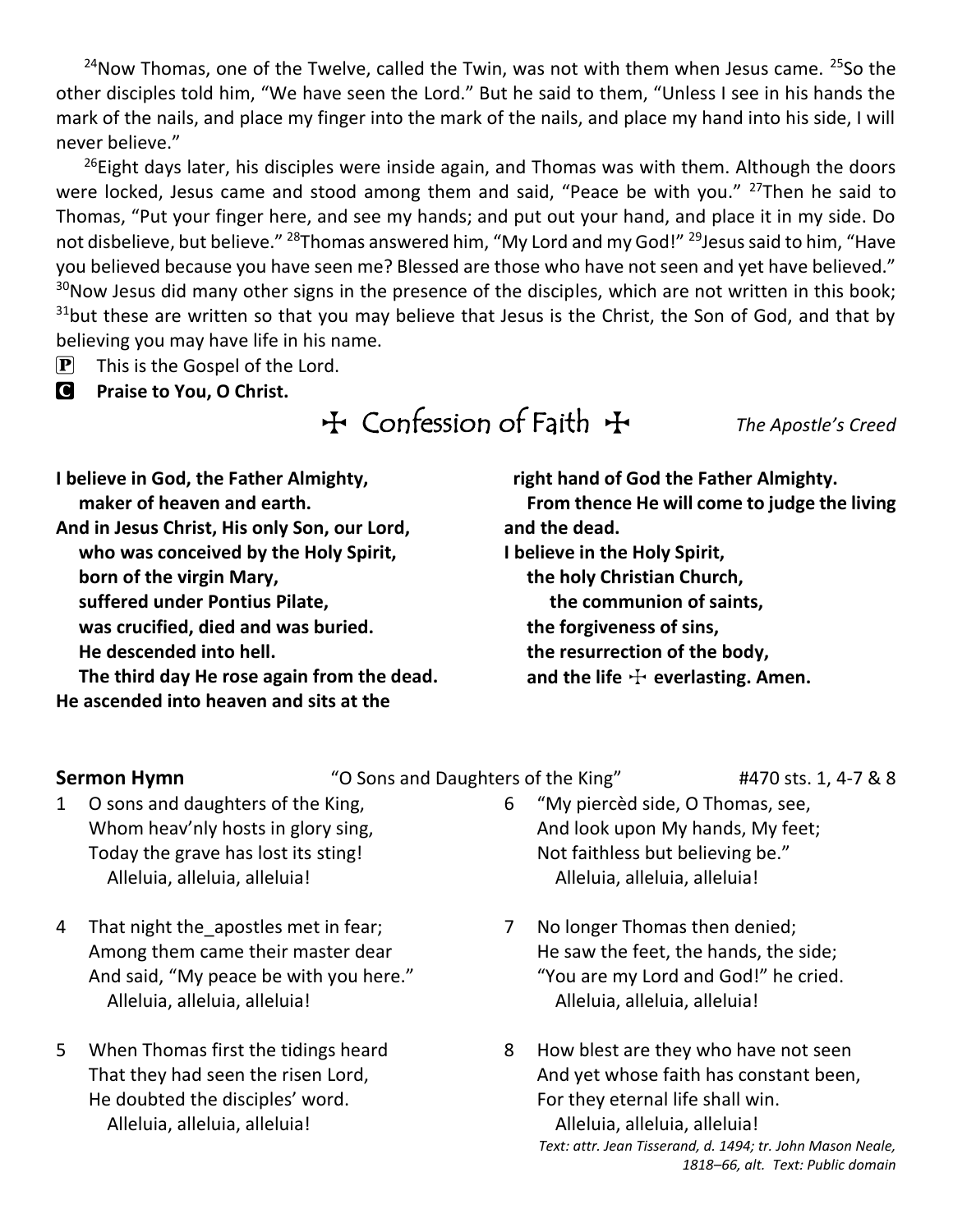[24]Now Thomas, one of the Twelve, called the Twin, was not with them when Jesus came. [25]So the other disciples told him, "We have seen the Lord." But he said to them, "Unless I see in his hands the mark of the nails, and place my finger into the mark of the nails, and place my hand into his side, I will never believe."

[26]Eight days later, his disciples were inside again, and Thomas was with them. Although the doors were locked, Jesus came and stood among them and said, "Peace be with you." [27]Then he said to Thomas, "Put your finger here, and see my hands; and put out your hand, and place it in my side. Do not disbelieve, but believe." [28]Thomas answered him, "My Lord and my God!" [29]Jesus said to him, "Have you believed because you have seen me? Blessed are those who have not seen and yet have believed." [30]Now Jesus did many other signs in the presence of the disciples, which are not written in this book; [31]but these are written so that you may believe that Jesus is the Christ, the Son of God, and that by believing you may have life in his name.

P This is the Gospel of the Lord.

**C Praise to You, O Christ.**

## ☩ Confession of Faith ☩ *The Apostle's Creed*

**I believe in God, the Father Almighty,**
**maker of heaven and earth.**
**And in Jesus Christ, His only Son, our Lord,**
**who was conceived by the Holy Spirit,**
**born of the virgin Mary,**
**suffered under Pontius Pilate,**
**was crucified, died and was buried.**
**He descended into hell.**
**The third day He rose again from the dead.**
**He ascended into heaven and sits at the right hand of God the Father Almighty.**
**From thence He will come to judge the living and the dead.**
**I believe in the Holy Spirit,**
**the holy Christian Church,**
**the communion of saints,**
**the forgiveness of sins,**
**the resurrection of the body,**
**and the life ☩ everlasting. Amen.**

**Sermon Hymn** "O Sons and Daughters of the King" #470 sts. 1, 4-7 & 8

1 O sons and daughters of the King,
Whom heav'nly hosts in glory sing,
Today the grave has lost its sting!
Alleluia, alleluia, alleluia!

4 That night the_apostles met in fear;
Among them came their master dear
And said, "My peace be with you here."
Alleluia, alleluia, alleluia!

5 When Thomas first the tidings heard
That they had seen the risen Lord,
He doubted the disciples' word.
Alleluia, alleluia, alleluia!

6 "My piercèd side, O Thomas, see,
And look upon My hands, My feet;
Not faithless but believing be."
Alleluia, alleluia, alleluia!

7 No longer Thomas then denied;
He saw the feet, the hands, the side;
"You are my Lord and God!" he cried.
Alleluia, alleluia, alleluia!

8 How blest are they who have not seen
And yet whose faith has constant been,
For they eternal life shall win.
Alleluia, alleluia, alleluia!

*Text: attr. Jean Tisserand, d. 1494; tr. John Mason Neale, 1818–66, alt. Text: Public domain*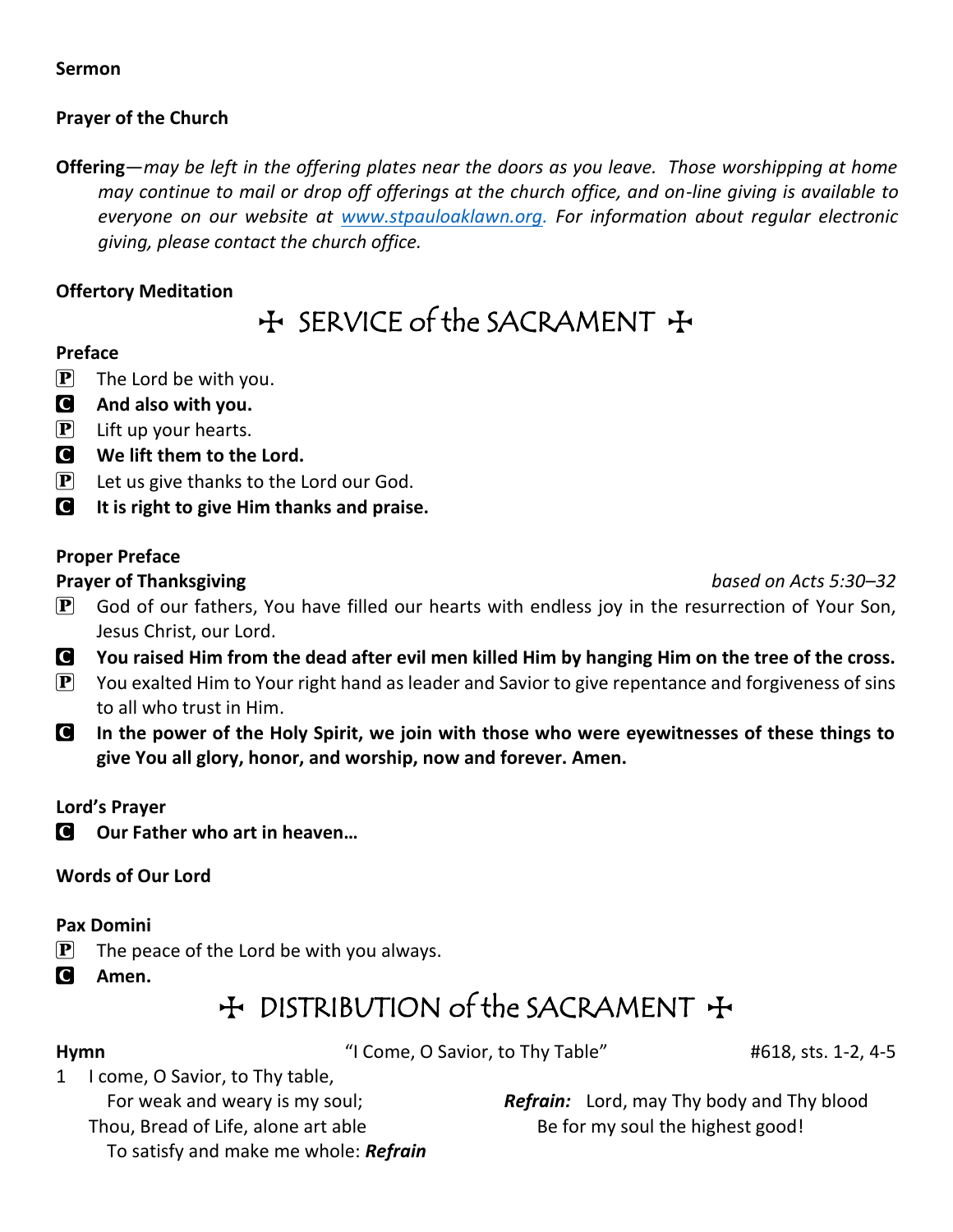**Sermon**

**Prayer of the Church**

**Offering**—*may be left in the offering plates near the doors as you leave. Those worshipping at home may continue to mail or drop off offerings at the church office, and on-line giving is available to everyone on our website at [www.stpauloaklawn.org](http://www.stpauloaklawn.org). For information about regular electronic giving, please contact the church office.*

**Offertory Meditation**

## ✠ SERVICE of the SACRAMENT ✠

**Preface**

P The Lord be with you.
**C And also with you.**
P Lift up your hearts.
**C We lift them to the Lord.**
P Let us give thanks to the Lord our God.
**C It is right to give Him thanks and praise.**

**Proper Preface**

**Prayer of Thanksgiving** *based on Acts 5:30–32*

P God of our fathers, You have filled our hearts with endless joy in the resurrection of Your Son, Jesus Christ, our Lord.
**C You raised Him from the dead after evil men killed Him by hanging Him on the tree of the cross.**
P You exalted Him to Your right hand as leader and Savior to give repentance and forgiveness of sins to all who trust in Him.
**C In the power of the Holy Spirit, we join with those who were eyewitnesses of these things to give You all glory, honor, and worship, now and forever. Amen.**

**Lord's Prayer**

**C Our Father who art in heaven…**

**Words of Our Lord**

**Pax Domini**

P The peace of the Lord be with you always.
**C Amen.**

## ✠ DISTRIBUTION of the SACRAMENT ✠

**Hymn** "I Come, O Savior, to Thy Table" #618, sts. 1-2, 4-5

1 I come, O Savior, to Thy table,
  For weak and weary is my soul;
Thou, Bread of Life, alone art able
  To satisfy and make me whole: ***Refrain***

***Refrain:*** Lord, may Thy body and Thy blood
  Be for my soul the highest good!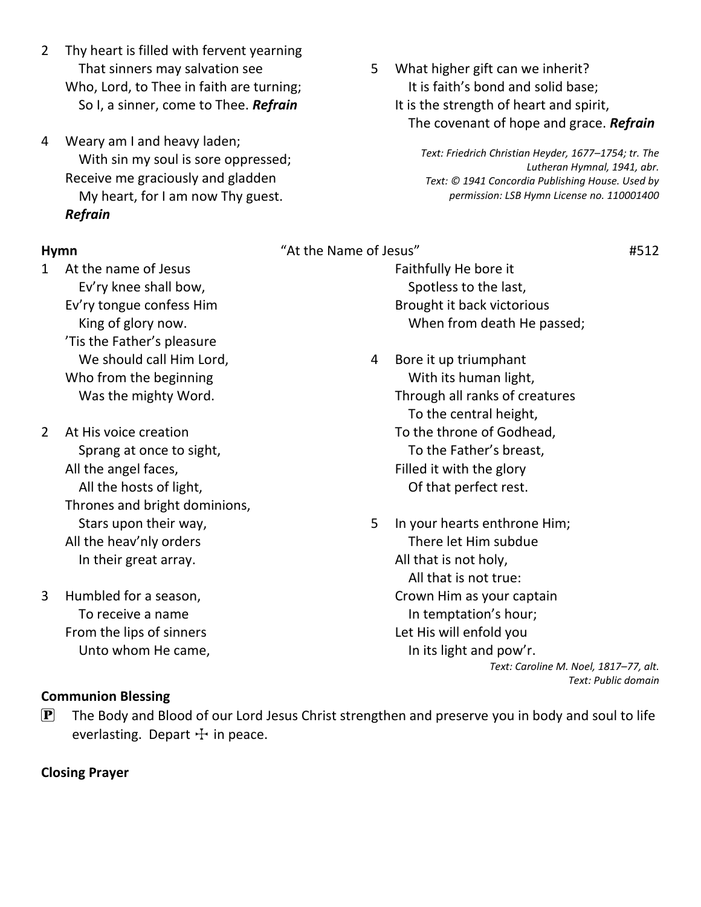2 Thy heart is filled with fervent yearning
  That sinners may salvation see
Who, Lord, to Thee in faith are turning;
  So I, a sinner, come to Thee. ***Refrain***

4 Weary am I and heavy laden;
  With sin my soul is sore oppressed;
Receive me graciously and gladden
  My heart, for I am now Thy guest.
***Refrain***

5 What higher gift can we inherit?
  It is faith's bond and solid base;
It is the strength of heart and spirit,
  The covenant of hope and grace. ***Refrain***

*Text: Friedrich Christian Heyder, 1677–1754; tr. The Lutheran Hymnal, 1941, abr.*
*Text: © 1941 Concordia Publishing House. Used by permission: LSB Hymn License no. 110001400*

**Hymn** "At the Name of Jesus" #512

1 At the name of Jesus
  Ev'ry knee shall bow,
Ev'ry tongue confess Him
  King of glory now.
'Tis the Father's pleasure
  We should call Him Lord,
Who from the beginning
  Was the mighty Word.

2 At His voice creation
  Sprang at once to sight,
All the angel faces,
  All the hosts of light,
Thrones and bright dominions,
  Stars upon their way,
All the heav'nly orders
  In their great array.

3 Humbled for a season,
  To receive a name
From the lips of sinners
  Unto whom He came,
Faithfully He bore it
  Spotless to the last,
Brought it back victorious
  When from death He passed;

4 Bore it up triumphant
  With its human light,
Through all ranks of creatures
  To the central height,
To the throne of Godhead,
  To the Father's breast,
Filled it with the glory
  Of that perfect rest.

5 In your hearts enthrone Him;
  There let Him subdue
All that is not holy,
  All that is not true:
Crown Him as your captain
  In temptation's hour;
Let His will enfold you
  In its light and pow'r.

*Text: Caroline M. Noel, 1817–77, alt.*
*Text: Public domain*

**Communion Blessing**

P The Body and Blood of our Lord Jesus Christ strengthen and preserve you in body and soul to life everlasting. Depart ☩ in peace.

**Closing Prayer**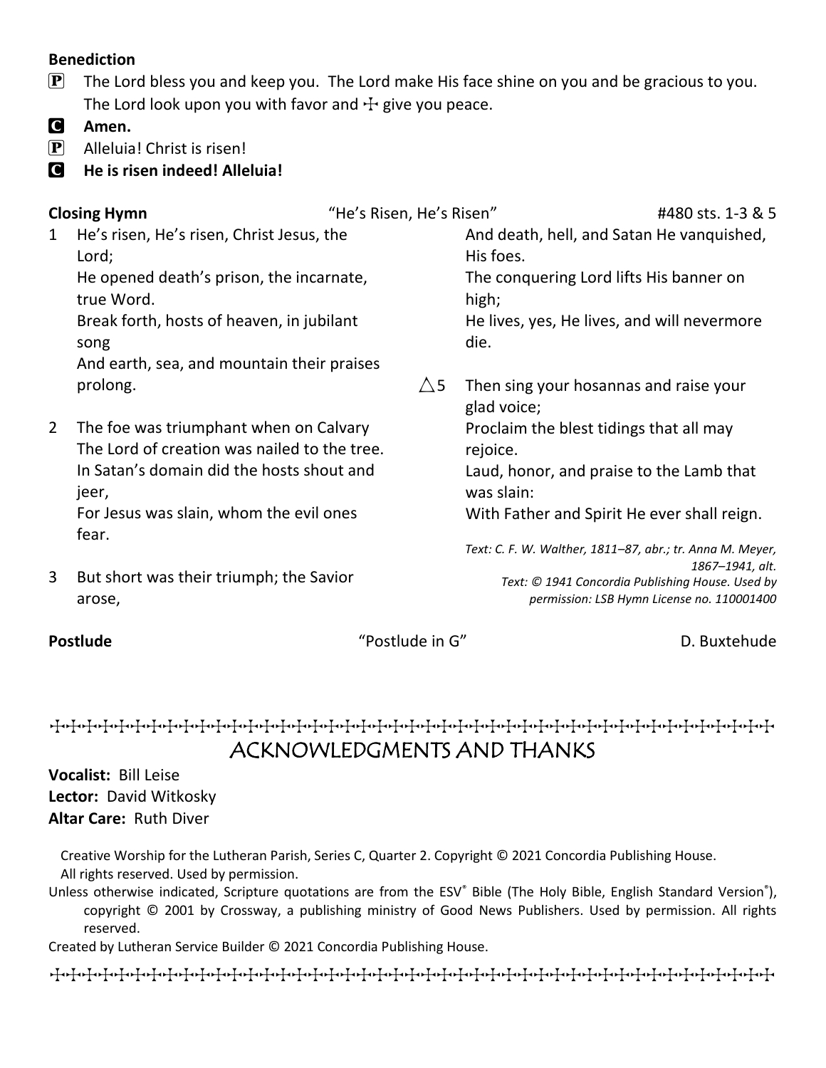**Benediction**

P The Lord bless you and keep you. The Lord make His face shine on you and be gracious to you. The Lord look upon you with favor and ☩ give you peace.

C **Amen.**

P Alleluia! Christ is risen!

C **He is risen indeed! Alleluia!**

**Closing Hymn** "He's Risen, He's Risen" #480 sts. 1-3 & 5

1 He's risen, He's risen, Christ Jesus, the Lord;
He opened death's prison, the incarnate, true Word.
Break forth, hosts of heaven, in jubilant song
And earth, sea, and mountain their praises prolong.

2 The foe was triumphant when on Calvary
The Lord of creation was nailed to the tree.
In Satan's domain did the hosts shout and jeer,
For Jesus was slain, whom the evil ones fear.

3 But short was their triumph; the Savior arose,
And death, hell, and Satan He vanquished, His foes.
The conquering Lord lifts His banner on high;
He lives, yes, He lives, and will nevermore die.

△5 Then sing your hosannas and raise your glad voice;
Proclaim the blest tidings that all may rejoice.
Laud, honor, and praise to the Lamb that was slain:
With Father and Spirit He ever shall reign.

*Text: C. F. W. Walther, 1811–87, abr.; tr. Anna M. Meyer, 1867–1941, alt.*
*Text: © 1941 Concordia Publishing House. Used by permission: LSB Hymn License no. 110001400*

**Postlude** "Postlude in G" D. Buxtehude

## ACKNOWLEDGMENTS AND THANKS

**Vocalist:** Bill Leise
**Lector:** David Witkosky
**Altar Care:** Ruth Diver

Creative Worship for the Lutheran Parish, Series C, Quarter 2. Copyright © 2021 Concordia Publishing House. All rights reserved. Used by permission.

Unless otherwise indicated, Scripture quotations are from the ESV® Bible (The Holy Bible, English Standard Version®), copyright © 2001 by Crossway, a publishing ministry of Good News Publishers. Used by permission. All rights reserved.

Created by Lutheran Service Builder © 2021 Concordia Publishing House.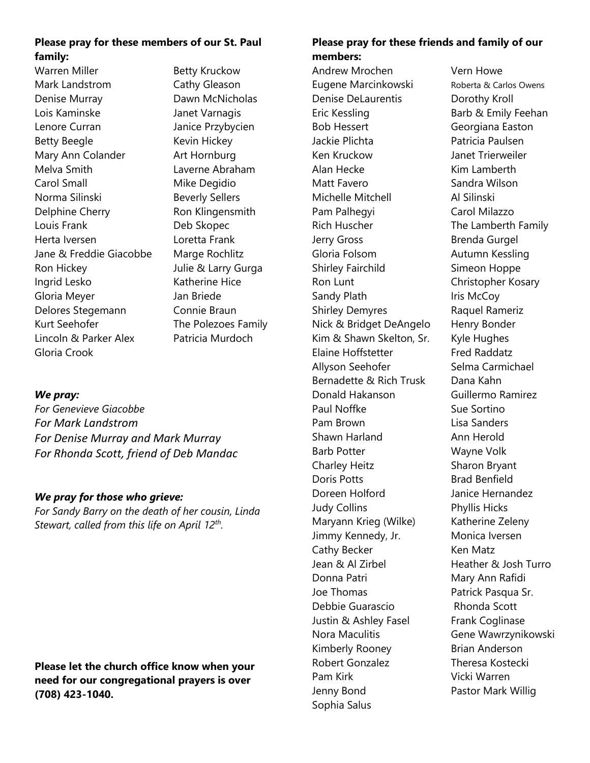**Please pray for these members of our St. Paul family:**

Warren Miller
Mark Landstrom
Denise Murray
Lois Kaminske
Lenore Curran
Betty Beegle
Mary Ann Colander
Melva Smith
Carol Small
Norma Silinski
Delphine Cherry
Louis Frank
Herta Iversen
Jane & Freddie Giacobbe
Ron Hickey
Ingrid Lesko
Gloria Meyer
Delores Stegemann
Kurt Seehofer
Lincoln & Parker Alex
Gloria Crook
Betty Kruckow
Cathy Gleason
Dawn McNicholas
Janet Varnagis
Janice Przybycien
Kevin Hickey
Art Hornburg
Laverne Abraham
Mike Degidio
Beverly Sellers
Ron Klingensmith
Deb Skopec
Loretta Frank
Marge Rochlitz
Julie & Larry Gurga
Katherine Hice
Jan Briede
Connie Braun
The Polezoes Family
Patricia Murdoch

***We pray:***

*For Genevieve Giacobbe*
*For Mark Landstrom*
*For Denise Murray and Mark Murray*
*For Rhonda Scott, friend of Deb Mandac*

***We pray for those who grieve:***

*For Sandy Barry on the death of her cousin, Linda Stewart, called from this life on April 12th.*

**Please let the church office know when your need for our congregational prayers is over (708) 423-1040.**

**Please pray for these friends and family of our members:**

Andrew Mrochen
Eugene Marcinkowski
Denise DeLaurentis
Eric Kessling
Bob Hessert
Jackie Plichta
Ken Kruckow
Alan Hecke
Matt Favero
Michelle Mitchell
Pam Palhegyi
Rich Huscher
Jerry Gross
Gloria Folsom
Shirley Fairchild
Ron Lunt
Sandy Plath
Shirley Demyres
Nick & Bridget DeAngelo
Kim & Shawn Skelton, Sr.
Elaine Hoffstetter
Allyson Seehofer
Bernadette & Rich Trusk
Donald Hakanson
Paul Noffke
Pam Brown
Shawn Harland
Barb Potter
Charley Heitz
Doris Potts
Doreen Holford
Judy Collins
Maryann Krieg (Wilke)
Jimmy Kennedy, Jr.
Cathy Becker
Jean & Al Zirbel
Donna Patri
Joe Thomas
Debbie Guarascio
Justin & Ashley Fasel
Nora Maculitis
Kimberly Rooney
Robert Gonzalez
Pam Kirk
Jenny Bond
Sophia Salus
Vern Howe
Roberta & Carlos Owens
Dorothy Kroll
Barb & Emily Feehan
Georgiana Easton
Patricia Paulsen
Janet Trierweiler
Kim Lamberth
Sandra Wilson
Al Silinski
Carol Milazzo
The Lamberth Family
Brenda Gurgel
Autumn Kessling
Simeon Hoppe
Christopher Kosary
Iris McCoy
Raquel Rameriz
Henry Bonder
Kyle Hughes
Fred Raddatz
Selma Carmichael
Dana Kahn
Guillermo Ramirez
Sue Sortino
Lisa Sanders
Ann Herold
Wayne Volk
Sharon Bryant
Brad Benfield
Janice Hernandez
Phyllis Hicks
Katherine Zeleny
Monica Iversen
Ken Matz
Heather & Josh Turro
Mary Ann Rafidi
Patrick Pasqua Sr.
Rhonda Scott
Frank Coglinase
Gene Wawrzynikowski
Brian Anderson
Theresa Kostecki
Vicki Warren
Pastor Mark Willig